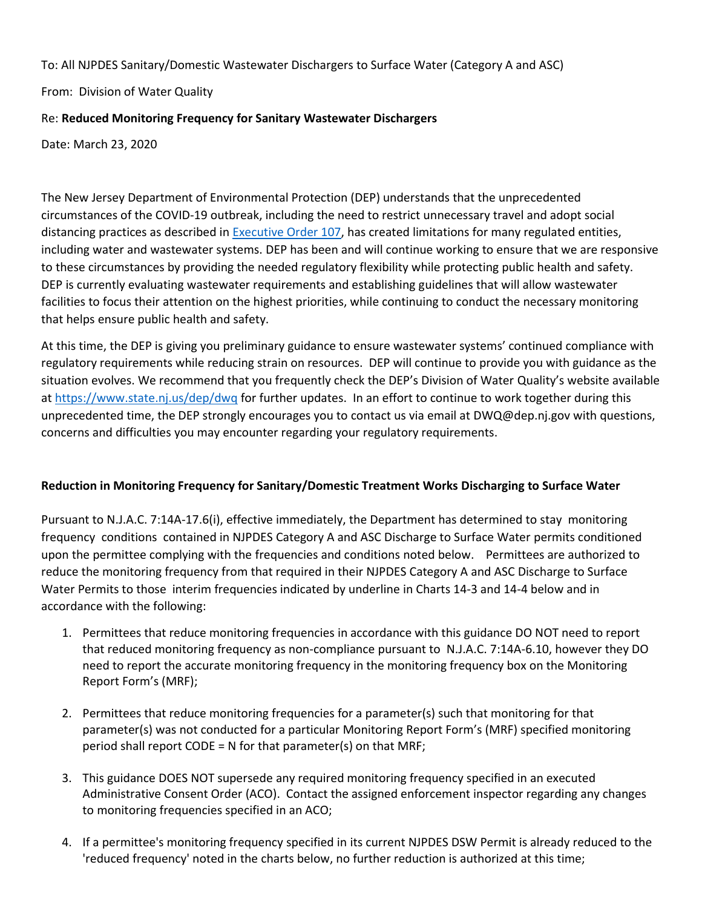To: All NJPDES Sanitary/Domestic Wastewater Dischargers to Surface Water (Category A and ASC)

From: Division of Water Quality

Re: **Reduced Monitoring Frequency for Sanitary Wastewater Dischargers**

Date: March 23, 2020

The New Jersey Department of Environmental Protection (DEP) understands that the unprecedented circumstances of the COVID-19 outbreak, including the need to restrict unnecessary travel and adopt social distancing practices as described in Executive Order 107, has created limitations for many regulated entities, including water and wastewater systems. DEP has been and will continue working to ensure that we are responsive to these circumstances by providing the needed regulatory flexibility while protecting public health and safety. DEP is currently evaluating wastewater requirements and establishing guidelines that will allow wastewater facilities to focus their attention on the highest priorities, while continuing to conduct the necessary monitoring that helps ensure public health and safety.

At this time, the DEP is giving you preliminary guidance to ensure wastewater systems' continued compliance with regulatory requirements while reducing strain on resources. DEP will continue to provide you with guidance as the situation evolves. We recommend that you frequently check the DEP's Division of Water Quality's website available at https://www.state.nj.us/dep/dwq for further updates. In an effort to continue to work together during this unprecedented time, the DEP strongly encourages you to contact us via email at DWQ@dep.nj.gov with questions, concerns and difficulties you may encounter regarding your regulatory requirements.

**Reduction in Monitoring Frequency for Sanitary/Domestic Treatment Works Discharging to Surface Water**

Pursuant to N.J.A.C. 7:14A-17.6(i), effective immediately, the Department has determined to stay monitoring frequency conditions contained in NJPDES Category A and ASC Discharge to Surface Water permits conditioned upon the permittee complying with the frequencies and conditions noted below. Permittees are authorized to reduce the monitoring frequency from that required in their NJPDES Category A and ASC Discharge to Surface Water Permits to those interim frequencies indicated by underline in Charts 14-3 and 14-4 below and in accordance with the following:

1. Permittees that reduce monitoring frequencies in accordance with this guidance DO NOT need to report that reduced monitoring frequency as non-compliance pursuant to N.J.A.C. 7:14A-6.10, however they DO need to report the accurate monitoring frequency in the monitoring frequency box on the Monitoring Report Form's (MRF);

2. Permittees that reduce monitoring frequencies for a parameter(s) such that monitoring for that parameter(s) was not conducted for a particular Monitoring Report Form's (MRF) specified monitoring period shall report CODE = N for that parameter(s) on that MRF;

3. This guidance DOES NOT supersede any required monitoring frequency specified in an executed Administrative Consent Order (ACO). Contact the assigned enforcement inspector regarding any changes to monitoring frequencies specified in an ACO;

4. If a permittee's monitoring frequency specified in its current NJPDES DSW Permit is already reduced to the 'reduced frequency' noted in the charts below, no further reduction is authorized at this time;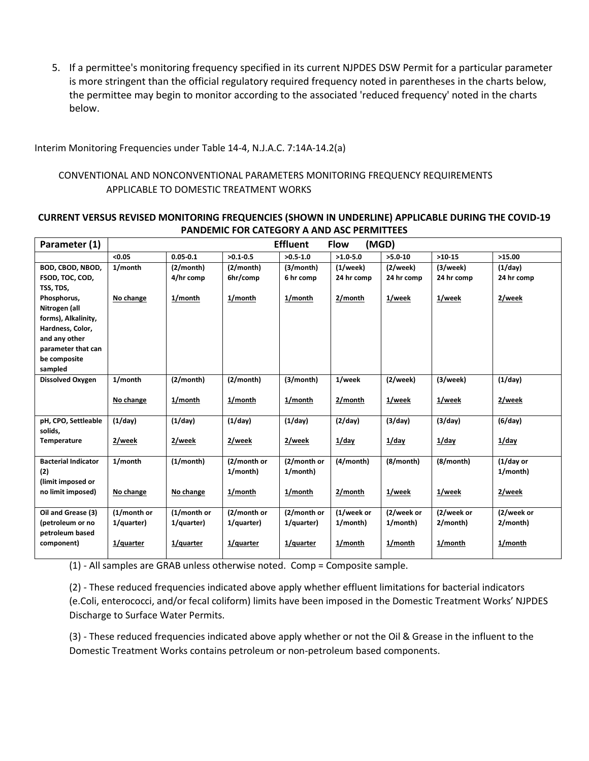5. If a permittee's monitoring frequency specified in its current NJPDES DSW Permit for a particular parameter is more stringent than the official regulatory required frequency noted in parentheses in the charts below, the permittee may begin to monitor according to the associated 'reduced frequency' noted in the charts below.

Interim Monitoring Frequencies under Table 14-4, N.J.A.C. 7:14A-14.2(a)

CONVENTIONAL AND NONCONVENTIONAL PARAMETERS MONITORING FREQUENCY REQUIREMENTS APPLICABLE TO DOMESTIC TREATMENT WORKS

**CURRENT VERSUS REVISED MONITORING FREQUENCIES (SHOWN IN UNDERLINE) APPLICABLE DURING THE COVID-19 PANDEMIC FOR CATEGORY A AND ASC PERMITTEES**

| Parameter (1) | Effluent Flow (MGD) | | | | | | | |
|---|---|---|---|---|---|---|---|---|
| | <0.05 | 0.05-0.1 | >0.1-0.5 | >0.5-1.0 | >1.0-5.0 | >5.0-10 | >10-15 | >15.00 |
| BOD, CBOD, NBOD, FSOD, TOC, COD, TSS, TDS, Phosphorus, Nitrogen (all forms), Alkalinity, Hardness, Color, and any other parameter that can be composite sampled | 1/month<br><br>No change | (2/month) 4/hr comp<br><br>1/month | (2/month) 6hr/comp<br><br>1/month | (3/month) 6 hr comp<br><br>1/month | (1/week) 24 hr comp<br><br>2/month | (2/week) 24 hr comp<br><br>1/week | (3/week) 24 hr comp<br><br>1/week | (1/day) 24 hr comp<br><br>2/week |
| Dissolved Oxygen | 1/month<br><br>No change | (2/month)<br><br>1/month | (2/month)<br><br>1/month | (3/month)<br><br>1/month | 1/week<br><br>2/month | (2/week)<br><br>1/week | (3/week)<br><br>1/week | (1/day)<br><br>2/week |
| pH, CPO, Settleable solids, Temperature | (1/day)<br><br>2/week | (1/day)<br><br>2/week | (1/day)<br><br>2/week | (1/day)<br><br>2/week | (2/day)<br><br>1/day | (3/day)<br><br>1/day | (3/day)<br><br>1/day | (6/day)<br><br>1/day |
| Bacterial Indicator (2) (limit imposed or no limit imposed) | 1/month<br><br>No change | (1/month)<br><br>No change | (2/month or 1/month)<br><br>1/month | (2/month or 1/month)<br><br>1/month | (4/month)<br><br>2/month | (8/month)<br><br>1/week | (8/month)<br><br>1/week | (1/day or 1/month)<br><br>2/week |
| Oil and Grease (3) (petroleum or no petroleum based component) | (1/month or 1/quarter)<br><br>1/quarter | (1/month or 1/quarter)<br><br>1/quarter | (2/month or 1/quarter)<br><br>1/quarter | (2/month or 1/quarter)<br><br>1/quarter | (1/week or 1/month)<br><br>1/month | (2/week or 1/month)<br><br>1/month | (2/week or 2/month)<br><br>1/month | (2/week or 2/month)<br><br>1/month |

(1) - All samples are GRAB unless otherwise noted. Comp = Composite sample.

(2) - These reduced frequencies indicated above apply whether effluent limitations for bacterial indicators (e.Coli, enterococci, and/or fecal coliform) limits have been imposed in the Domestic Treatment Works' NJPDES Discharge to Surface Water Permits.

(3) - These reduced frequencies indicated above apply whether or not the Oil & Grease in the influent to the Domestic Treatment Works contains petroleum or non-petroleum based components.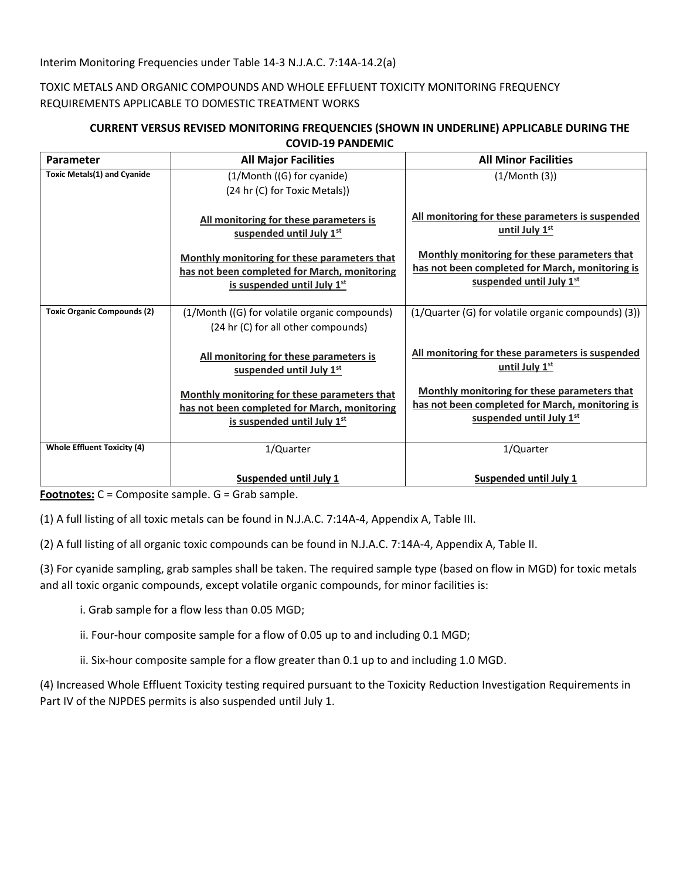Interim Monitoring Frequencies under Table 14-3 N.J.A.C. 7:14A-14.2(a)

TOXIC METALS AND ORGANIC COMPOUNDS AND WHOLE EFFLUENT TOXICITY MONITORING FREQUENCY REQUIREMENTS APPLICABLE TO DOMESTIC TREATMENT WORKS

**CURRENT VERSUS REVISED MONITORING FREQUENCIES (SHOWN IN UNDERLINE) APPLICABLE DURING THE COVID-19 PANDEMIC**

| Parameter | All Major Facilities | All Minor Facilities |
|---|---|---|
| **Toxic Metals(1) and Cyanide** | (1/Month ((G) for cyanide) (24 hr (C) for Toxic Metals))<br><br>**<u>All monitoring for these parameters is suspended until July 1st</u>**<br><br>**<u>Monthly monitoring for these parameters that has not been completed for March, monitoring is suspended until July 1st</u>** | (1/Month (3))<br><br>**<u>All monitoring for these parameters is suspended until July 1st</u>**<br><br>**<u>Monthly monitoring for these parameters that has not been completed for March, monitoring is suspended until July 1st</u>** |
| **Toxic Organic Compounds (2)** | (1/Month ((G) for volatile organic compounds) (24 hr (C) for all other compounds)<br><br>**<u>All monitoring for these parameters is suspended until July 1st</u>**<br><br>**<u>Monthly monitoring for these parameters that has not been completed for March, monitoring is suspended until July 1st</u>** | (1/Quarter (G) for volatile organic compounds) (3))<br><br>**<u>All monitoring for these parameters is suspended until July 1st</u>**<br><br>**<u>Monthly monitoring for these parameters that has not been completed for March, monitoring is suspended until July 1st</u>** |
| **Whole Effluent Toxicity (4)** | 1/Quarter<br><br>**<u>Suspended until July 1</u>** | 1/Quarter<br><br>**<u>Suspended until July 1</u>** |

**<u>Footnotes:</u>** C = Composite sample. G = Grab sample.

(1) A full listing of all toxic metals can be found in N.J.A.C. 7:14A-4, Appendix A, Table III.

(2) A full listing of all organic toxic compounds can be found in N.J.A.C. 7:14A-4, Appendix A, Table II.

(3) For cyanide sampling, grab samples shall be taken. The required sample type (based on flow in MGD) for toxic metals and all toxic organic compounds, except volatile organic compounds, for minor facilities is:

i. Grab sample for a flow less than 0.05 MGD;

ii. Four-hour composite sample for a flow of 0.05 up to and including 0.1 MGD;

ii. Six-hour composite sample for a flow greater than 0.1 up to and including 1.0 MGD.

(4) Increased Whole Effluent Toxicity testing required pursuant to the Toxicity Reduction Investigation Requirements in Part IV of the NJPDES permits is also suspended until July 1.